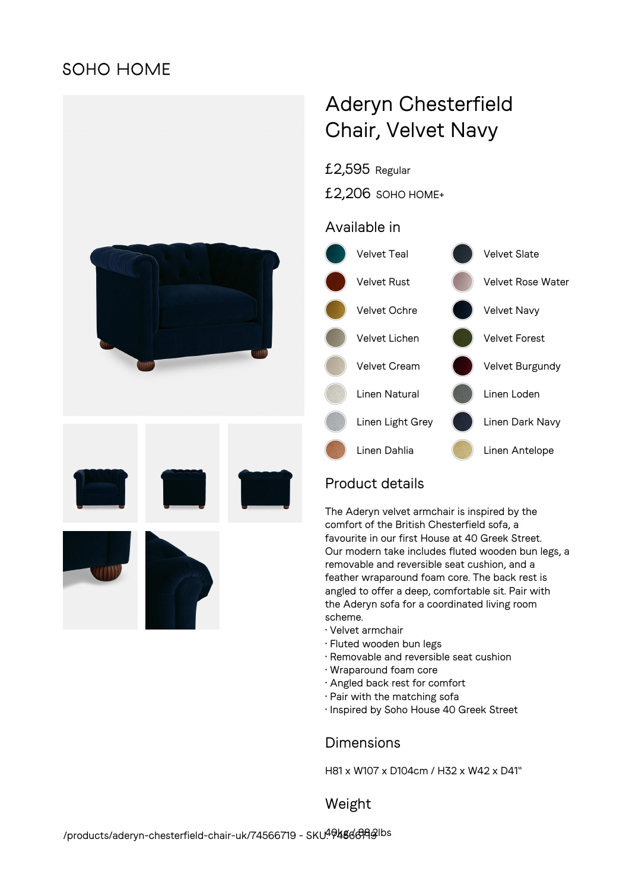SOHO HOME

# Aderyn Chesterfield Chair, Velvet Navy

£2,595 Regular

£2,206 SOHO HOME+

## Available in

- Velvet Teal
- Velvet Slate
- Velvet Rust
- Velvet Rose Water
- Velvet Ochre
- Velvet Navy
- Velvet Lichen
- Velvet Forest
- Velvet Cream
- Velvet Burgundy
- Linen Natural
- Linen Loden
- Linen Light Grey
- Linen Dark Navy
- Linen Dahlia
- Linen Antelope

## Product details

The Aderyn velvet armchair is inspired by the comfort of the British Chesterfield sofa, a favourite in our first House at 40 Greek Street. Our modern take includes fluted wooden bun legs, a removable and reversible seat cushion, and a feather wraparound foam core. The back rest is angled to offer a deep, comfortable sit. Pair with the Aderyn sofa for a coordinated living room scheme.

· Velvet armchair
· Fluted wooden bun legs
· Removable and reversible seat cushion
· Wraparound foam core
· Angled back rest for comfort
· Pair with the matching sofa
· Inspired by Soho House 40 Greek Street

## Dimensions

H81 x W107 x D104cm / H32 x W42 x D41"

## Weight

40kg / 88.2lbs

/products/aderyn-chesterfield-chair-uk/74566719 - SKU: 74566719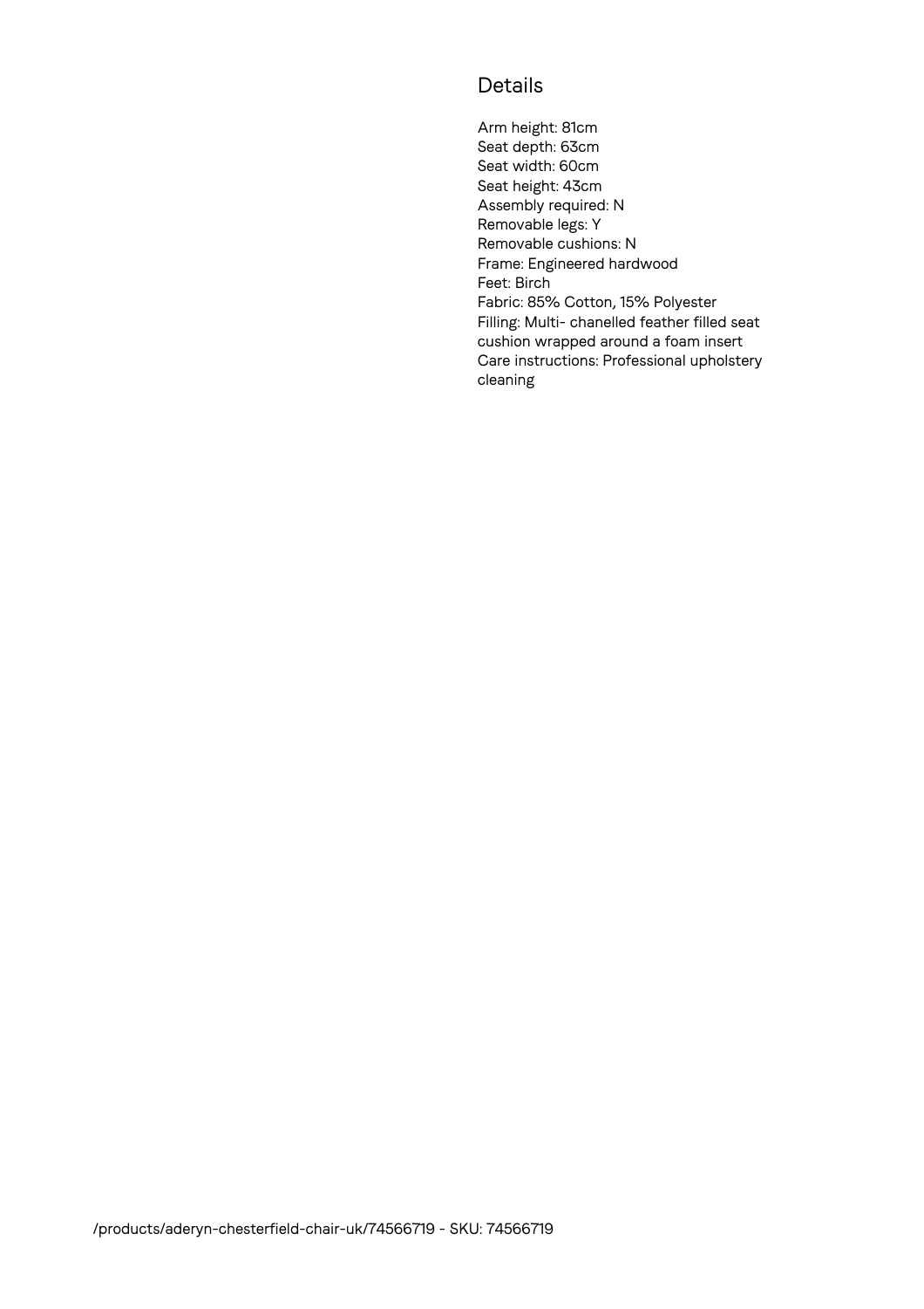## Details

Arm height: 81cm
Seat depth: 63cm
Seat width: 60cm
Seat height: 43cm
Assembly required: N
Removable legs: Y
Removable cushions: N
Frame: Engineered hardwood
Feet: Birch
Fabric: 85% Cotton, 15% Polyester
Filling: Multi- chanelled feather filled seat cushion wrapped around a foam insert
Care instructions: Professional upholstery cleaning

/products/aderyn-chesterfield-chair-uk/74566719 - SKU: 74566719